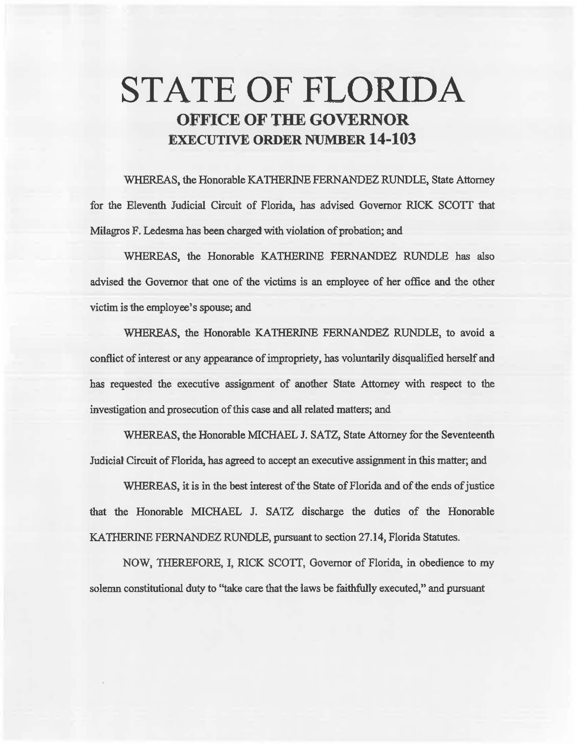# STATE OF FLORIDA

## OFFICE OF THE GOVERNOR
## EXECUTIVE ORDER NUMBER 14-103

WHEREAS, the Honorable KATHERINE FERNANDEZ RUNDLE, State Attorney for the Eleventh Judicial Circuit of Florida, has advised Governor RICK SCOTT that Milagros F. Ledesma has been charged with violation of probation; and

WHEREAS, the Honorable KATHERINE FERNANDEZ RUNDLE has also advised the Governor that one of the victims is an employee of her office and the other victim is the employee's spouse; and

WHEREAS, the Honorable KATHERINE FERNANDEZ RUNDLE, to avoid a conflict of interest or any appearance of impropriety, has voluntarily disqualified herself and has requested the executive assignment of another State Attorney with respect to the investigation and prosecution of this case and all related matters; and

WHEREAS, the Honorable MICHAEL J. SATZ, State Attorney for the Seventeenth Judicial Circuit of Florida, has agreed to accept an executive assignment in this matter; and

WHEREAS, it is in the best interest of the State of Florida and of the ends of justice that the Honorable MICHAEL J. SATZ discharge the duties of the Honorable KATHERINE FERNANDEZ RUNDLE, pursuant to section 27.14, Florida Statutes.

NOW, THEREFORE, I, RICK SCOTT, Governor of Florida, in obedience to my solemn constitutional duty to "take care that the laws be faithfully executed," and pursuant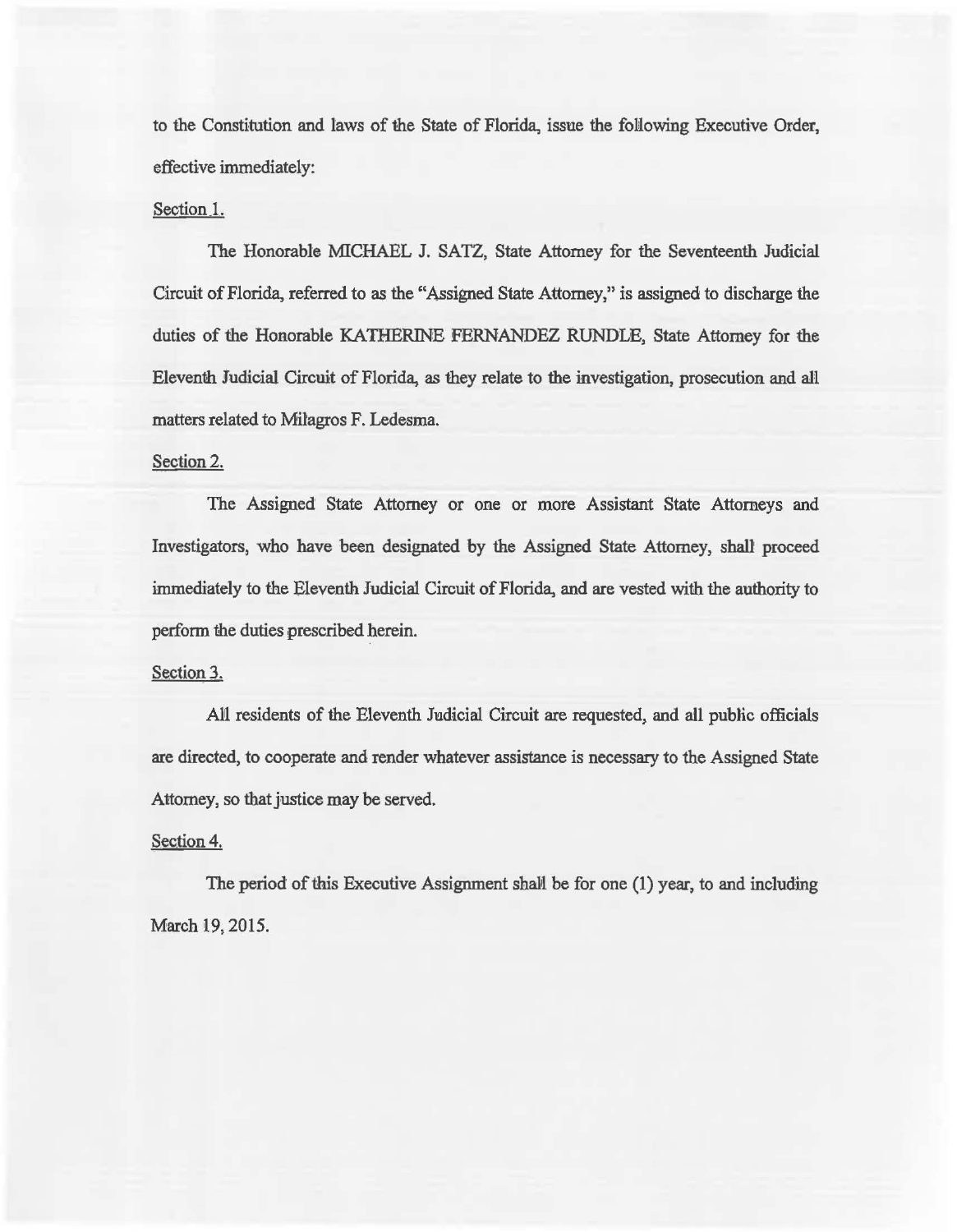to the Constitution and laws of the State of Florida, issue the following Executive Order, effective immediately:

<u>Section 1.</u>

The Honorable MICHAEL J. SATZ, State Attorney for the Seventeenth Judicial Circuit of Florida, referred to as the "Assigned State Attorney," is assigned to discharge the duties of the Honorable KATHERINE FERNANDEZ RUNDLE, State Attorney for the Eleventh Judicial Circuit of Florida, as they relate to the investigation, prosecution and all matters related to Milagros F. Ledesma.

<u>Section 2.</u>

The Assigned State Attorney or one or more Assistant State Attorneys and Investigators, who have been designated by the Assigned State Attorney, shall proceed immediately to the Eleventh Judicial Circuit of Florida, and are vested with the authority to perform the duties prescribed herein.

<u>Section 3.</u>

All residents of the Eleventh Judicial Circuit are requested, and all public officials are directed, to cooperate and render whatever assistance is necessary to the Assigned State Attorney, so that justice may be served.

<u>Section 4.</u>

The period of this Executive Assignment shall be for one (1) year, to and including March 19, 2015.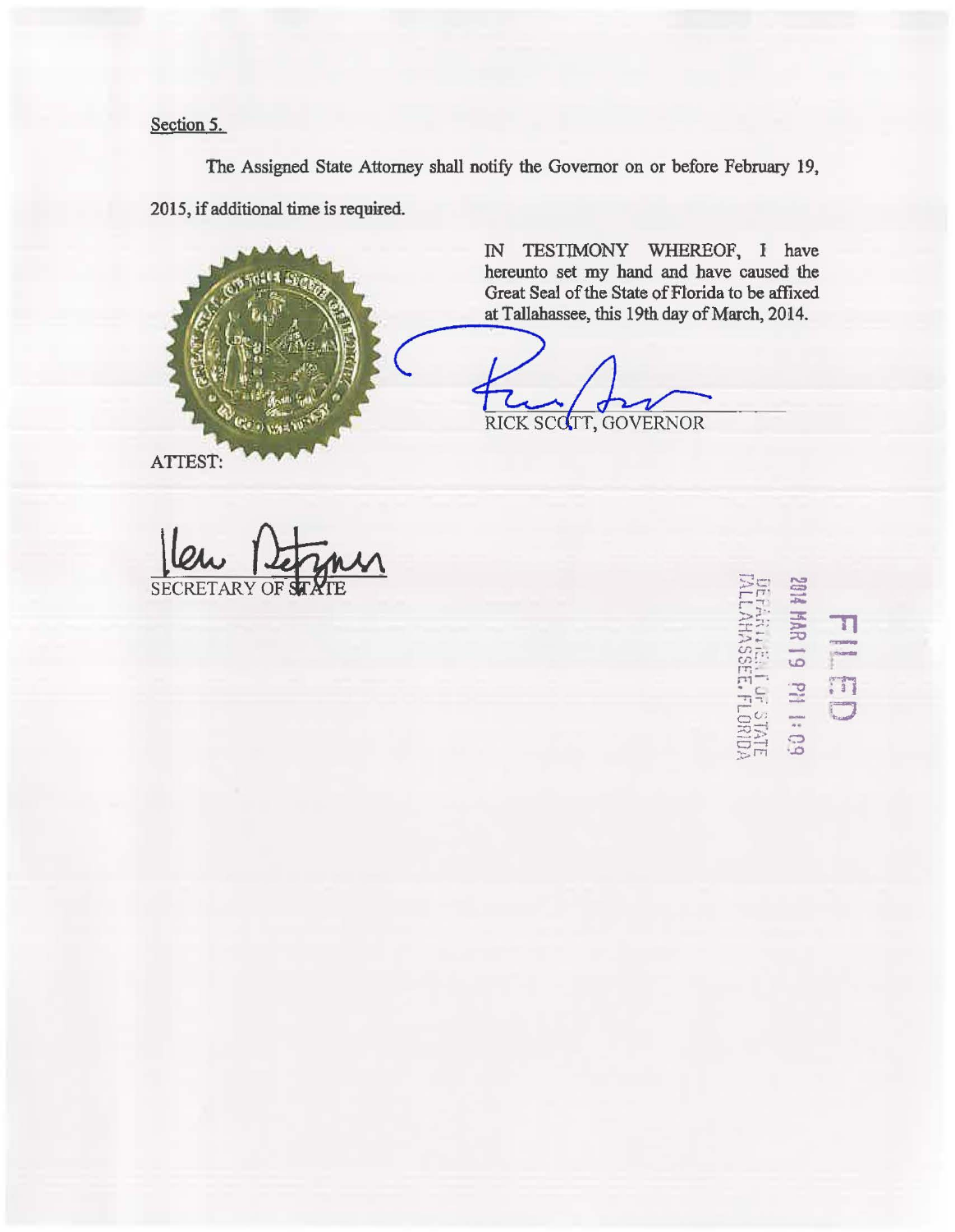Section 5.

The Assigned State Attorney shall notify the Governor on or before February 19, 2015, if additional time is required.

IN TESTIMONY WHEREOF, I have hereunto set my hand and have caused the Great Seal of the State of Florida to be affixed at Tallahassee, this 19th day of March, 2014.

RICK SCOTT, GOVERNOR

ATTEST:

SECRETARY OF STATE

FILED

2014 MAR 19 PM 1:09

DEPARTMENT OF STATE
TALLAHASSEE, FLORIDA